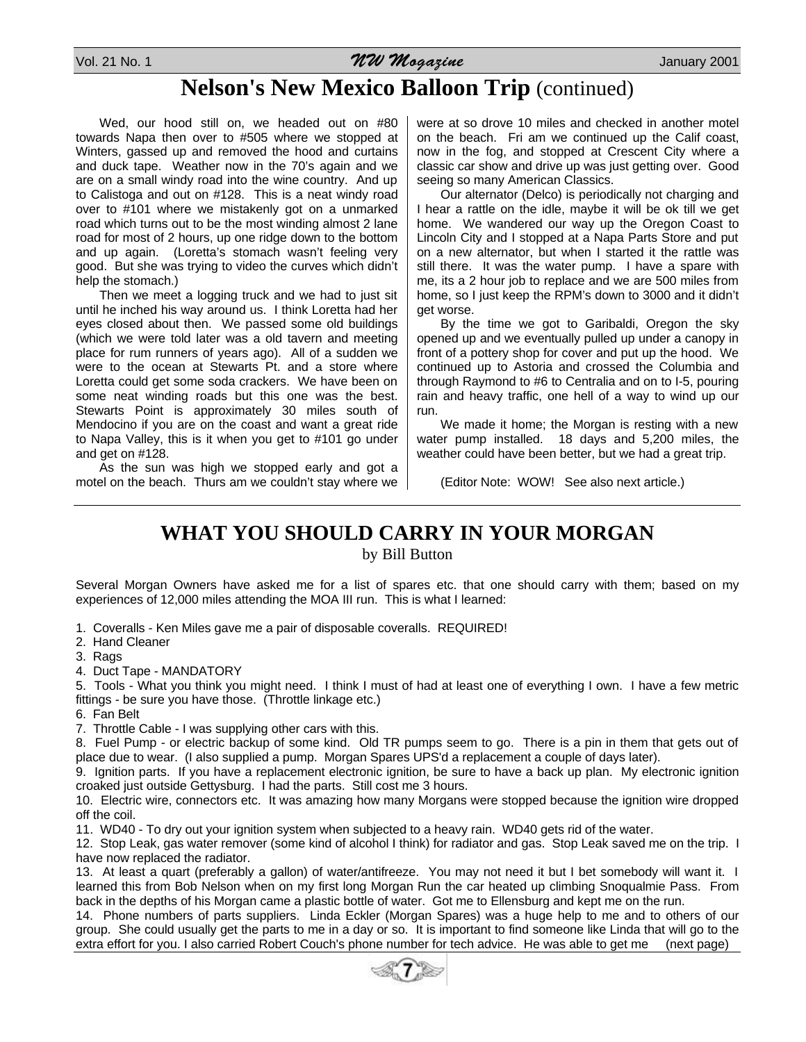# Nelson's New Mexico Balloon Trip (continued)

Wed, our hood still on, we headed out on #80 towards Napa then over to #505 where we stopped at Winters, gassed up and removed the hood and curtains and duck tape. Weather now in the 70's again and we are on a small windy road into the wine country. And up to Calistoga and out on #128. This is a neat windy road over to #101 where we mistakenly got on a unmarked road which turns out to be the most winding almost 2 lane road for most of 2 hours, up one ridge down to the bottom and up again. (Loretta's stomach wasn't feeling very good. But she was trying to video the curves which didn't help the stomach.)

Then we meet a logging truck and we had to just sit until he inched his way around us. I think Loretta had her eyes closed about then. We passed some old buildings (which we were told later was a old tavern and meeting place for rum runners of years ago). All of a sudden we were to the ocean at Stewarts Pt. and a store where Loretta could get some soda crackers. We have been on some neat winding roads but this one was the best. Stewarts Point is approximately 30 miles south of Mendocino if you are on the coast and want a great ride to Napa Valley, this is it when you get to #101 go under and get on #128.

As the sun was high we stopped early and got a motel on the beach. Thurs am we couldn't stay where we were at so drove 10 miles and checked in another motel on the beach. Fri am we continued up the Calif coast, now in the fog, and stopped at Crescent City where a classic car show and drive up was just getting over. Good seeing so many American Classics.

Our alternator (Delco) is periodically not charging and I hear a rattle on the idle, maybe it will be ok till we get home. We wandered our way up the Oregon Coast to Lincoln City and I stopped at a Napa Parts Store and put on a new alternator, but when I started it the rattle was still there. It was the water pump. I have a spare with me, its a 2 hour job to replace and we are 500 miles from home, so I just keep the RPM's down to 3000 and it didn't get worse.

By the time we got to Garibaldi, Oregon the sky opened up and we eventually pulled up under a canopy in front of a pottery shop for cover and put up the hood. We continued up to Astoria and crossed the Columbia and through Raymond to #6 to Centralia and on to I-5, pouring rain and heavy traffic, one hell of a way to wind up our run.

We made it home; the Morgan is resting with a new water pump installed. 18 days and 5,200 miles, the weather could have been better, but we had a great trip.

(Editor Note: WOW! See also next article.)

# WHAT YOU SHOULD CARRY IN YOUR MORGAN

by Bill Button

Several Morgan Owners have asked me for a list of spares etc. that one should carry with them; based on my experiences of 12,000 miles attending the MOA III run. This is what I learned:

1. Coveralls - Ken Miles gave me a pair of disposable coveralls. REQUIRED!
2. Hand Cleaner
3. Rags
4. Duct Tape - MANDATORY
5. Tools - What you think you might need. I think I must of had at least one of everything I own. I have a few metric fittings - be sure you have those. (Throttle linkage etc.)
6. Fan Belt
7. Throttle Cable - I was supplying other cars with this.
8. Fuel Pump - or electric backup of some kind. Old TR pumps seem to go. There is a pin in them that gets out of place due to wear. (I also supplied a pump. Morgan Spares UPS'd a replacement a couple of days later).
9. Ignition parts. If you have a replacement electronic ignition, be sure to have a back up plan. My electronic ignition croaked just outside Gettysburg. I had the parts. Still cost me 3 hours.
10. Electric wire, connectors etc. It was amazing how many Morgans were stopped because the ignition wire dropped off the coil.
11. WD40 - To dry out your ignition system when subjected to a heavy rain. WD40 gets rid of the water.
12. Stop Leak, gas water remover (some kind of alcohol I think) for radiator and gas. Stop Leak saved me on the trip. I have now replaced the radiator.
13. At least a quart (preferably a gallon) of water/antifreeze. You may not need it but I bet somebody will want it. I learned this from Bob Nelson when on my first long Morgan Run the car heated up climbing Snoqualmie Pass. From back in the depths of his Morgan came a plastic bottle of water. Got me to Ellensburg and kept me on the run.
14. Phone numbers of parts suppliers. Linda Eckler (Morgan Spares) was a huge help to me and to others of our group. She could usually get the parts to me in a day or so. It is important to find someone like Linda that will go to the extra effort for you. I also carried Robert Couch's phone number for tech advice. He was able to get me (next page)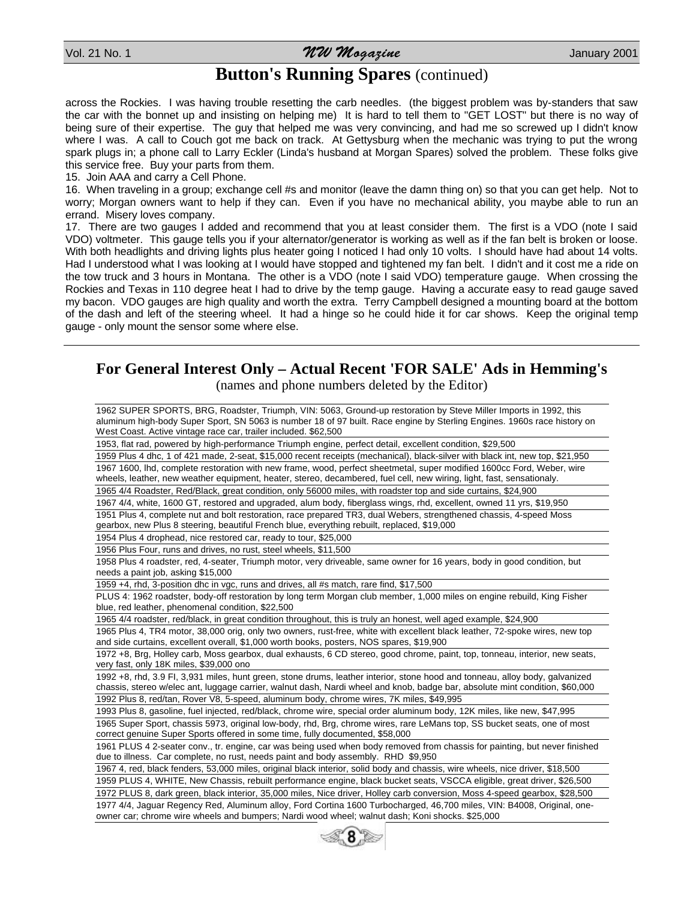## Button's Running Spares (continued)

across the Rockies. I was having trouble resetting the carb needles. (the biggest problem was by-standers that saw the car with the bonnet up and insisting on helping me) It is hard to tell them to "GET LOST" but there is no way of being sure of their expertise. The guy that helped me was very convincing, and had me so screwed up I didn't know where I was. A call to Couch got me back on track. At Gettysburg when the mechanic was trying to put the wrong spark plugs in; a phone call to Larry Eckler (Linda's husband at Morgan Spares) solved the problem. These folks give this service free. Buy your parts from them.

15. Join AAA and carry a Cell Phone.

16. When traveling in a group; exchange cell #s and monitor (leave the damn thing on) so that you can get help. Not to worry; Morgan owners want to help if they can. Even if you have no mechanical ability, you maybe able to run an errand. Misery loves company.

17. There are two gauges I added and recommend that you at least consider them. The first is a VDO (note I said VDO) voltmeter. This gauge tells you if your alternator/generator is working as well as if the fan belt is broken or loose. With both headlights and driving lights plus heater going I noticed I had only 10 volts. I should have had about 14 volts. Had I understood what I was looking at I would have stopped and tightened my fan belt. I didn't and it cost me a ride on the tow truck and 3 hours in Montana. The other is a VDO (note I said VDO) temperature gauge. When crossing the Rockies and Texas in 110 degree heat I had to drive by the temp gauge. Having a accurate easy to read gauge saved my bacon. VDO gauges are high quality and worth the extra. Terry Campbell designed a mounting board at the bottom of the dash and left of the steering wheel. It had a hinge so he could hide it for car shows. Keep the original temp gauge - only mount the sensor some where else.

---

## For General Interest Only – Actual Recent 'FOR SALE' Ads in Hemming's

(names and phone numbers deleted by the Editor)

| |
|---|
| 1962 SUPER SPORTS, BRG, Roadster, Triumph, VIN: 5063, Ground-up restoration by Steve Miller Imports in 1992, this aluminum high-body Super Sport, SN 5063 is number 18 of 97 built. Race engine by Sterling Engines. 1960s race history on West Coast. Active vintage race car, trailer included. $62,500 |
| 1953, flat rad, powered by high-performance Triumph engine, perfect detail, excellent condition, $29,500 |
| 1959 Plus 4 dhc, 1 of 421 made, 2-seat, $15,000 recent receipts (mechanical), black-silver with black int, new top, $21,950 |
| 1967 1600, lhd, complete restoration with new frame, wood, perfect sheetmetal, super modified 1600cc Ford, Weber, wire wheels, leather, new weather equipment, heater, stereo, decambered, fuel cell, new wiring, light, fast, sensationaly. |
| 1965 4/4 Roadster, Red/Black, great condition, only 56000 miles, with roadster top and side curtains, $24,900 |
| 1967 4/4, white, 1600 GT, restored and upgraded, alum body, fiberglass wings, rhd, excellent, owned 11 yrs, $19,950 |
| 1951 Plus 4, complete nut and bolt restoration, race prepared TR3, dual Webers, strengthened chassis, 4-speed Moss gearbox, new Plus 8 steering, beautiful French blue, everything rebuilt, replaced, $19,000 |
| 1954 Plus 4 drophead, nice restored car, ready to tour, $25,000 |
| 1956 Plus Four, runs and drives, no rust, steel wheels, $11,500 |
| 1958 Plus 4 roadster, red, 4-seater, Triumph motor, very driveable, same owner for 16 years, body in good condition, but needs a paint job, asking $15,000 |
| 1959 +4, rhd, 3-position dhc in vgc, runs and drives, all #s match, rare find, $17,500 |
| PLUS 4: 1962 roadster, body-off restoration by long term Morgan club member, 1,000 miles on engine rebuild, King Fisher blue, red leather, phenomenal condition, $22,500 |
| 1965 4/4 roadster, red/black, in great condition throughout, this is truly an honest, well aged example, $24,900 |
| 1965 Plus 4, TR4 motor, 38,000 orig, only two owners, rust-free, white with excellent black leather, 72-spoke wires, new top and side curtains, excellent overall, $1,000 worth books, posters, NOS spares, $19,900 |
| 1972 +8, Brg, Holley carb, Moss gearbox, dual exhausts, 6 CD stereo, good chrome, paint, top, tonneau, interior, new seats, very fast, only 18K miles, $39,000 ono |
| 1992 +8, rhd, 3.9 FI, 3,931 miles, hunt green, stone drums, leather interior, stone hood and tonneau, alloy body, galvanized chassis, stereo w/elec ant, luggage carrier, walnut dash, Nardi wheel and knob, badge bar, absolute mint condition, $60,000 |
| 1992 Plus 8, red/tan, Rover V8, 5-speed, aluminum body, chrome wires, 7K miles, $49,995 |
| 1993 Plus 8, gasoline, fuel injected, red/black, chrome wire, special order aluminum body, 12K miles, like new, $47,995 |
| 1965 Super Sport, chassis 5973, original low-body, rhd, Brg, chrome wires, rare LeMans top, SS bucket seats, one of most correct genuine Super Sports offered in some time, fully documented, $58,000 |
| 1961 PLUS 4 2-seater conv., tr. engine, car was being used when body removed from chassis for painting, but never finished due to illness. Car complete, no rust, needs paint and body assembly. RHD $9,950 |
| 1967 4, red, black fenders, 53,000 miles, original black interior, solid body and chassis, wire wheels, nice driver, $18,500 |
| 1959 PLUS 4, WHITE, New Chassis, rebuilt performance engine, black bucket seats, VSCCA eligible, great driver, $26,500 |
| 1972 PLUS 8, dark green, black interior, 35,000 miles, Nice driver, Holley carb conversion, Moss 4-speed gearbox, $28,500 |
| 1977 4/4, Jaguar Regency Red, Aluminum alloy, Ford Cortina 1600 Turbocharged, 46,700 miles, VIN: B4008, Original, one-owner car; chrome wire wheels and bumpers; Nardi wood wheel; walnut dash; Koni shocks. $25,000 |